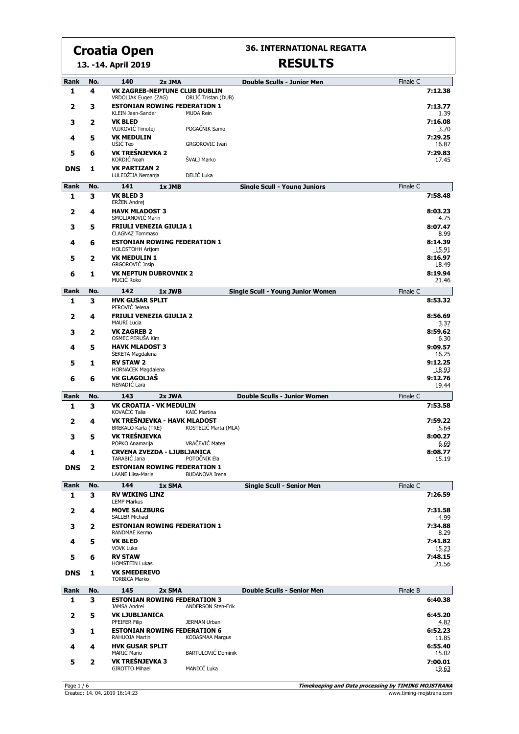# Croatia Open

**13. -14. April 2019**

## 36. INTERNATIONAL REGATTA

## RESULTS

| Rank | No. | 140 2x JMA | | Double Sculls - Junior Men | Finale C |
|---|---|---|---|---|---|
| 1 | 4 | **VK ZAGREB-NEPTUNE CLUB DUBLIN** VRDOLJAK Eugen (ZAG) | ORLIĆ Tristan (DUB) | | 7:12.38 |
| 2 | 3 | **ESTONIAN ROWING FEDERATION 1** KLEIN Jaan-Sander | MUDA Rein | | 7:13.77  1.39 |
| 3 | 2 | **VK BLED** VUJKOVIĆ Timotej | POGAČNIK Samo | | 7:16.08 3.70 |
| 4 | 5 | **VK MEDULIN** UŠIĆ Teo | GRGOROVIC Ivan | | 7:29.25 16.87 |
| 5 | 6 | **VK TREŠNJEVKA 2** KORDIĆ Noah | ŠVALJ Marko | | 7:29.83 17.45 |
| DNS | 1 | **VK PARTIZAN 2** LULEDŽIJA Nemanja | DELIĆ Luka | | |

| Rank | No. | 141 1x JMB | Single Scull - Young Juniors | Finale C |
|---|---|---|---|---|
| 1 | 3 | **VK BLED 3** ERŽEN Andrej | | 7:58.48 |
| 2 | 4 | **HAVK MLADOST 3** SMOLJANOVIĆ Marin | | 8:03.23 4.75 |
| 3 | 5 | **FRIULI VENEZIA GIULIA 1** CLAGNAZ Tommaso | | 8:07.47 8.99 |
| 4 | 6 | **ESTONIAN ROWING FEDERATION 1** HOLOSTOHH Artjom | | 8:14.39 15.91 |
| 5 | 2 | **VK MEDULIN 1** GRGOROVIĆ Josip | | 8:16.97 18.49 |
| 6 | 1 | **VK NEPTUN DUBROVNIK 2** MUCIĆ Roko | | 8:19.94 21.46 |

| Rank | No. | 142 1x JWB | Single Scull - Young Junior Women | Finale C |
|---|---|---|---|---|
| 1 | 3 | **HVK GUSAR SPLIT** PEROVIĆ Jelena | | 8:53.32 |
| 2 | 4 | **FRIULI VENEZIA GIULIA 2** MAURI Lucia | | 8:56.69 3.37 |
| 3 | 2 | **VK ZAGREB 2** OSMEC PERUŠA Kim | | 8:59.62 6.30 |
| 4 | 5 | **HAVK MLADOST 3** ŠEKETA Magdalena | | 9:09.57 16.25 |
| 5 | 1 | **RV STAW 2** HORNACEK Magdalena | | 9:12.25 18.93 |
| 6 | 6 | **VK GLAGOLJAŠ** NENADIĆ Lara | | 9:12.76 19.44 |

| Rank | No. | 143 2x JWA | | Double Sculls - Junior Women | Finale C |
|---|---|---|---|---|---|
| 1 | 3 | **VK CROATIA - VK MEDULIN** KOVAČIĆ Talia | KAIĆ Martina | | 7:53.58 |
| 2 | 4 | **VK TREŠNJEVKA - HAVK MLADOST** BREKALO Karla (TRE) | KOSTELIĆ Marta (MLA) | | 7:59.22 5.64 |
| 3 | 5 | **VK TREŠNJEVKA** POPKO Anamarija | VRAČEVIĆ Matea | | 8:00.27 6.69 |
| 4 | 1 | **CRVENA ZVEZDA - LJUBLJANICA** TARABIĆ Jana | POTOČNIK Ela | | 8:08.77 15.19 |
| DNS | 2 | **ESTONIAN ROWING FEDERATION 1** LAANE Liisa-Marie | BUDANOVA Irena | | |

| Rank | No. | 144 1x SMA | Single Scull - Senior Men | Finale C |
|---|---|---|---|---|
| 1 | 3 | **RV WIKING LINZ** LEMP Markus | | 7:26.59 |
| 2 | 4 | **MOVE SALZBURG** SALLER Michael | | 7:31.58 4.99 |
| 3 | 2 | **ESTONIAN ROWING FEDERATION 1** RANDMAE Kermo | | 7:34.88 8.29 |
| 4 | 5 | **VK BLED** VOVK Luka | | 7:41.82 15.23 |
| 5 | 6 | **RV STAW** HOMSTEIN Lukas | | 7:48.15 21.56 |
| DNS | 1 | **VK SMEDEREVO** TORBICA Marko | | |

| Rank | No. | 145 2x SMA | | Double Sculls - Senior Men | Finale B |
|---|---|---|---|---|---|
| 1 | 3 | **ESTONIAN ROWING FEDERATION 3** JAMSA Andrei | ANDERSON Sten-Erik | | 6:40.38 |
| 2 | 5 | **VK LJUBLJANICA** PFEIFER Filip | JERMAN Urban | | 6:45.20 4.82 |
| 3 | 1 | **ESTONIAN ROWING FEDERATION 6** RAHUOJA Martin | KODASMAA Margus | | 6:52.23 11.85 |
| 4 | 4 | **HVK GUSAR SPLIT** MARIĆ Mario | BARTULOVIĆ Dominik | | 6:55.40 15.02 |
| 5 | 2 | **VK TREŠNJEVKA 3** GIROTTO Mihael | MANDIĆ Luka | | 7:00.01 19.63 |

Created: 14. 04. 2019 16:14:23

*Timekeeping and Data processing by TIMING MOJSTRANA*
www.timing-mojstrana.com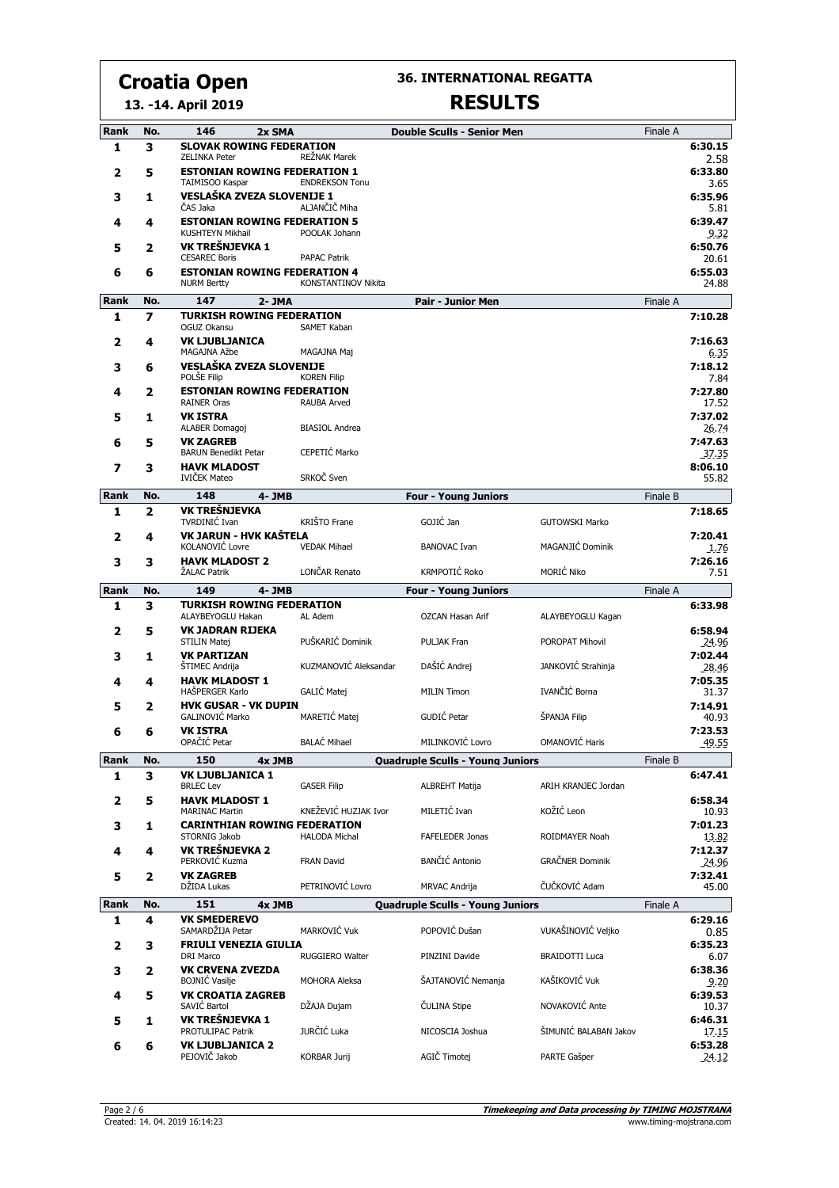# Croatia Open

**13. -14. April 2019**

## 36. INTERNATIONAL REGATTA

## RESULTS

### 146 2x SMA — Double Sculls - Senior Men — Finale A

| Rank | No. | Crew | | | | Time |
|---|---|---|---|---|---|---|
| 1 | 3 | **SLOVAK ROWING FEDERATION** | | | | **6:30.15** |
| | | ZELINKA Peter | REŽNAK Marek | | | 2.58 |
| 2 | 5 | **ESTONIAN ROWING FEDERATION 1** | | | | **6:33.80** |
| | | TAIMISOO Kaspar | ENDREKSON Tonu | | | 3.65 |
| 3 | 1 | **VESLAŠKA ZVEZA SLOVENIJE 1** | | | | **6:35.96** |
| | | ČAS Jaka | ALJANČIČ Miha | | | 5.81 |
| 4 | 4 | **ESTONIAN ROWING FEDERATION 5** | | | | **6:39.47** |
| | | KUSHTEYN Mikhail | POOLAK Johann | | | 9.32 |
| 5 | 2 | **VK TREŠNJEVKA 1** | | | | **6:50.76** |
| | | CESAREC Boris | PAPAC Patrik | | | 20.61 |
| 6 | 6 | **ESTONIAN ROWING FEDERATION 4** | | | | **6:55.03** |
| | | NURM Bertty | KONSTANTINOV Nikita | | | 24.88 |

### 147 2- JMA — Pair - Junior Men — Finale A

| Rank | No. | Crew | | | | Time |
|---|---|---|---|---|---|---|
| 1 | 7 | **TURKISH ROWING FEDERATION** | | | | **7:10.28** |
| | | OGUZ Okansu | SAMET Kaban | | | |
| 2 | 4 | **VK LJUBLJANICA** | | | | **7:16.63** |
| | | MAGAJNA Ažbe | MAGAJNA Maj | | | 6.35 |
| 3 | 6 | **VESLAŠKA ZVEZA SLOVENIJE** | | | | **7:18.12** |
| | | POLŠE Filip | KOREN Filip | | | 7.84 |
| 4 | 2 | **ESTONIAN ROWING FEDERATION** | | | | **7:27.80** |
| | | RAINER Oras | RAUBA Arved | | | 17.52 |
| 5 | 1 | **VK ISTRA** | | | | **7:37.02** |
| | | ALABER Domagoj | BIASIOL Andrea | | | 26.74 |
| 6 | 5 | **VK ZAGREB** | | | | **7:47.63** |
| | | BARUN Benedikt Petar | CEPETIĆ Marko | | | 37.35 |
| 7 | 3 | **HAVK MLADOST** | | | | **8:06.10** |
| | | IVIČEK Mateo | SRKOČ Sven | | | 55.82 |

### 148 4- JMB — Four - Young Juniors — Finale B

| Rank | No. | Crew | | | | Time |
|---|---|---|---|---|---|---|
| 1 | 2 | **VK TREŠNJEVKA** | | | | **7:18.65** |
| | | TVRDINIĆ Ivan | KRIŠTO Frane | GOJIĆ Jan | GUTOWSKI Marko | |
| 2 | 4 | **VK JARUN - HVK KAŠTELA** | | | | **7:20.41** |
| | | KOLANOVIĆ Lovre | VEDAK Mihael | BANOVAC Ivan | MAGANJIĆ Dominik | 1.76 |
| 3 | 3 | **HAVK MLADOST 2** | | | | **7:26.16** |
| | | ŽALAC Patrik | LONČAR Renato | KRMPOTIĆ Roko | MORIĆ Niko | 7.51 |

### 149 4- JMB — Four - Young Juniors — Finale A

| Rank | No. | Crew | | | | Time |
|---|---|---|---|---|---|---|
| 1 | 3 | **TURKISH ROWING FEDERATION** | | | | **6:33.98** |
| | | ALAYBEYOGLU Hakan | AL Adem | OZCAN Hasan Arif | ALAYBEYOGLU Kagan | |
| 2 | 5 | **VK JADRAN RIJEKA** | | | | **6:58.94** |
| | | STILIN Matej | PUŠKARIĆ Dominik | PULJAK Fran | POROPAT Mihovil | 24.96 |
| 3 | 1 | **VK PARTIZAN** | | | | **7:02.44** |
| | | ŠTIMEC Andrija | KUZMANOVIĆ Aleksandar | DAŠIĆ Andrej | JANKOVIĆ Strahinja | 28.46 |
| 4 | 4 | **HAVK MLADOST 1** | | | | **7:05.35** |
| | | HAŠPERGER Karlo | GALIĆ Matej | MILIN Timon | IVANČIĆ Borna | 31.37 |
| 5 | 2 | **HVK GUSAR - VK DUPIN** | | | | **7:14.91** |
| | | GALINOVIĆ Marko | MARETIĆ Matej | GUDIĆ Petar | ŠPANJA Filip | 40.93 |
| 6 | 6 | **VK ISTRA** | | | | **7:23.53** |
| | | OPAČIĆ Petar | BALAĆ Mihael | MILINKOVIĆ Lovro | OMANOVIĆ Haris | 49.55 |

### 150 4x JMB — Quadruple Sculls - Young Juniors — Finale B

| Rank | No. | Crew | | | | Time |
|---|---|---|---|---|---|---|
| 1 | 3 | **VK LJUBLJANICA 1** | | | | **6:47.41** |
| | | BRLEC Lev | GASER Filip | ALBREHT Matija | ARIH KRANJEC Jordan | |
| 2 | 5 | **HAVK MLADOST 1** | | | | **6:58.34** |
| | | MARINAC Martin | KNEŽEVIĆ HUZJAK Ivor | MILETIĆ Ivan | KOŽIĆ Leon | 10.93 |
| 3 | 1 | **CARINTHIAN ROWING FEDERATION** | | | | **7:01.23** |
| | | STORNIG Jakob | HALODA Michal | FAFELEDER Jonas | ROIDMAYER Noah | 13.82 |
| 4 | 4 | **VK TREŠNJEVKA 2** | | | | **7:12.37** |
| | | PERKOVIĆ Kuzma | FRAN David | BANČIĆ Antonio | GRAČNER Dominik | 24.96 |
| 5 | 2 | **VK ZAGREB** | | | | **7:32.41** |
| | | DŽIDA Lukas | PETRINOVIĆ Lovro | MRVAC Andrija | ČUČKOVIĆ Adam | 45.00 |

### 151 4x JMB — Quadruple Sculls - Young Juniors — Finale A

| Rank | No. | Crew | | | | Time |
|---|---|---|---|---|---|---|
| 1 | 4 | **VK SMEDEREVO** | | | | **6:29.16** |
| | | SAMARDŽIJA Petar | MARKOVIĆ Vuk | POPOVIĆ Dušan | VUKAŠINOVIĆ Veljko | 0.85 |
| 2 | 3 | **FRIULI VENEZIA GIULIA** | | | | **6:35.23** |
| | | DRI Marco | RUGGIERO Walter | PINZINI Davide | BRAIDOTTI Luca | 6.07 |
| 3 | 2 | **VK CRVENA ZVEZDA** | | | | **6:38.36** |
| | | BOJNIĆ Vasilje | MOHORA Aleksa | ŠAJTANOVIĆ Nemanja | KAŠIKOVIĆ Vuk | 9.20 |
| 4 | 5 | **VK CROATIA ZAGREB** | | | | **6:39.53** |
| | | SAVIĆ Bartol | DŽAJA Dujam | ČULINA Stipe | NOVAKOVIĆ Ante | 10.37 |
| 5 | 1 | **VK TREŠNJEVKA 1** | | | | **6:46.31** |
| | | PROTULIPAC Patrik | JURČIĆ Luka | NICOSCIA Joshua | ŠIMUNIĆ BALABAN Jakov | 17.15 |
| 6 | 6 | **VK LJUBLJANICA 2** | | | | **6:53.28** |
| | | PEJOVIČ Jakob | KORBAR Jurij | AGIČ Timotej | PARTE Gašper | 24.12 |

Created: 14. 04. 2019 16:14:23

*Timekeeping and Data processing by TIMING MOJSTRANA*
www.timing-mojstrana.com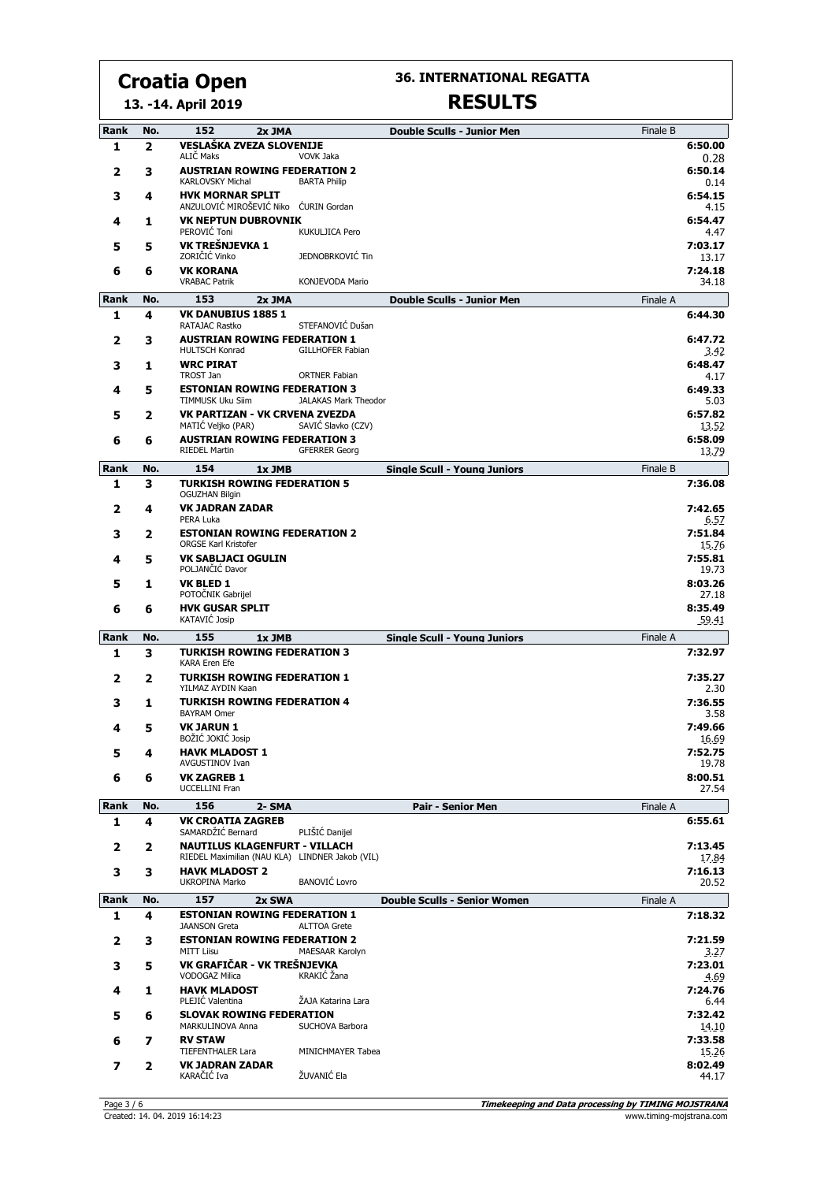# Croatia Open

**13. -14. April 2019**

## 36. INTERNATIONAL REGATTA

## RESULTS

| Rank | No. | 152 2x JMA | Double Sculls - Junior Men | Finale B |
|---|---|---|---|---|
| 1 | 2 | **VESLAŠKA ZVEZA SLOVENIJE**<br>ALIČ Maks / VOVK Jaka | | 6:50.00<br>0.28 |
| 2 | 3 | **AUSTRIAN ROWING FEDERATION 2**<br>KARLOVSKY Michal / BARTA Philip | | 6:50.14<br>0.14 |
| 3 | 4 | **HVK MORNAR SPLIT**<br>ANZULOVIĆ MIROŠEVIĆ Niko / ĆURIN Gordan | | 6:54.15<br>4.15 |
| 4 | 1 | **VK NEPTUN DUBROVNIK**<br>PEROVIĆ Toni / KUKULJICA Pero | | 6:54.47<br>4.47 |
| 5 | 5 | **VK TREŠNJEVKA 1**<br>ZORIČIĆ Vinko / JEDNOBRKOVIĆ Tin | | 7:03.17<br>13.17 |
| 6 | 6 | **VK KORANA**<br>VRABAC Patrik / KONJEVODA Mario | | 7:24.18<br>34.18 |

| Rank | No. | 153 2x JMA | Double Sculls - Junior Men | Finale A |
|---|---|---|---|---|
| 1 | 4 | **VK DANUBIUS 1885 1**<br>RATAJAC Rastko / STEFANOVIĆ Dušan | | 6:44.30 |
| 2 | 3 | **AUSTRIAN ROWING FEDERATION 1**<br>HULTSCH Konrad / GILLHOFER Fabian | | 6:47.72<br>3.42 |
| 3 | 1 | **WRC PIRAT**<br>TROST Jan / ORTNER Fabian | | 6:48.47<br>4.17 |
| 4 | 5 | **ESTONIAN ROWING FEDERATION 3**<br>TIMMUSK Uku Siim / JALAKAS Mark Theodor | | 6:49.33<br>5.03 |
| 5 | 2 | **VK PARTIZAN - VK CRVENA ZVEZDA**<br>MATIĆ Veljko (PAR) / SAVIĆ Slavko (CZV) | | 6:57.82<br>13.52 |
| 6 | 6 | **AUSTRIAN ROWING FEDERATION 3**<br>RIEDEL Martin / GFERRER Georg | | 6:58.09<br>13.79 |

| Rank | No. | 154 1x JMB | Single Scull - Young Juniors | Finale B |
|---|---|---|---|---|
| 1 | 3 | **TURKISH ROWING FEDERATION 5**<br>OGUZHAN Bilgin | | 7:36.08 |
| 2 | 4 | **VK JADRAN ZADAR**<br>PERA Luka | | 7:42.65<br>6.57 |
| 3 | 2 | **ESTONIAN ROWING FEDERATION 2**<br>ORGSE Karl Kristofer | | 7:51.84<br>15.76 |
| 4 | 5 | **VK SABLJACI OGULIN**<br>POLJANČIĆ Davor | | 7:55.81<br>19.73 |
| 5 | 1 | **VK BLED 1**<br>POTOČNIK Gabrijel | | 8:03.26<br>27.18 |
| 6 | 6 | **HVK GUSAR SPLIT**<br>KATAVIĆ Josip | | 8:35.49<br>59.41 |

| Rank | No. | 155 1x JMB | Single Scull - Young Juniors | Finale A |
|---|---|---|---|---|
| 1 | 3 | **TURKISH ROWING FEDERATION 3**<br>KARA Eren Efe | | 7:32.97 |
| 2 | 2 | **TURKISH ROWING FEDERATION 1**<br>YILMAZ AYDIN Kaan | | 7:35.27<br>2.30 |
| 3 | 1 | **TURKISH ROWING FEDERATION 4**<br>BAYRAM Omer | | 7:36.55<br>3.58 |
| 4 | 5 | **VK JARUN 1**<br>BOŽIĆ JOKIĆ Josip | | 7:49.66<br>16.69 |
| 5 | 4 | **HAVK MLADOST 1**<br>AVGUSTINOV Ivan | | 7:52.75<br>19.78 |
| 6 | 6 | **VK ZAGREB 1**<br>UCCELLINI Fran | | 8:00.51<br>27.54 |

| Rank | No. | 156 2- SMA | Pair - Senior Men | Finale A |
|---|---|---|---|---|
| 1 | 4 | **VK CROATIA ZAGREB**<br>SAMARDŽIĆ Bernard / PLIŠIĆ Danijel | | 6:55.61 |
| 2 | 2 | **NAUTILUS KLAGENFURT - VILLACH**<br>RIEDEL Maximilian (NAU KLA) / LINDNER Jakob (VIL) | | 7:13.45<br>17.84 |
| 3 | 3 | **HAVK MLADOST 2**<br>UKROPINA Marko / BANOVIĆ Lovro | | 7:16.13<br>20.52 |

| Rank | No. | 157 2x SWA | Double Sculls - Senior Women | Finale A |
|---|---|---|---|---|
| 1 | 4 | **ESTONIAN ROWING FEDERATION 1**<br>JAANSON Greta / ALTTOA Grete | | 7:18.32 |
| 2 | 3 | **ESTONIAN ROWING FEDERATION 2**<br>MITT Liisu / MAESAAR Karolyn | | 7:21.59<br>3.27 |
| 3 | 5 | **VK GRAFIČAR - VK TREŠNJEVKA**<br>VODOGAZ Milica / KRAKIĆ Žana | | 7:23.01<br>4.69 |
| 4 | 1 | **HAVK MLADOST**<br>PLEJIĆ Valentina / ŽAJA Katarina Lara | | 7:24.76<br>6.44 |
| 5 | 6 | **SLOVAK ROWING FEDERATION**<br>MARKULINOVA Anna / SUCHOVA Barbora | | 7:32.42<br>14.10 |
| 6 | 7 | **RV STAW**<br>TIEFENTHALER Lara / MINICHMAYER Tabea | | 7:33.58<br>15.26 |
| 7 | 2 | **VK JADRAN ZADAR**<br>KARAČIĆ Iva / ŽUVANIĆ Ela | | 8:02.49<br>44.17 |

Created: 14. 04. 2019 16:14:23

*Timekeeping and Data processing by TIMING MOJSTRANA*
www.timing-mojstrana.com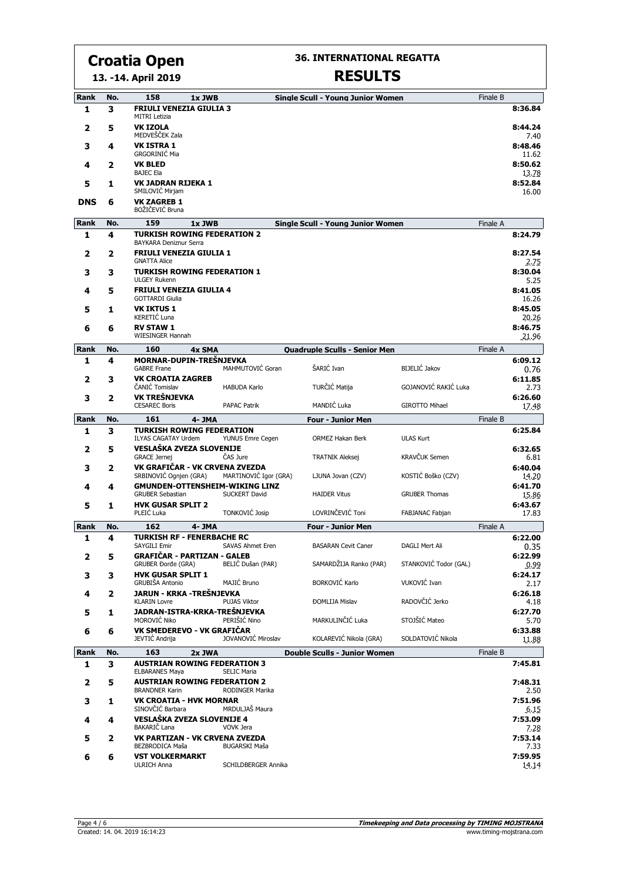# Croatia Open

**13. -14. April 2019**

## 36. INTERNATIONAL REGATTA

## RESULTS

| Rank | No. | 158 | 1x JWB | Single Scull - Young Junior Women | | Finale B |
|---|---|---|---|---|---|---|
| 1 | 3 | **FRIULI VENEZIA GIULIA 3** MITRI Letizia | | | | 8:36.84 |
| 2 | 5 | **VK IZOLA** MEDVEŠČEK Zala | | | | 8:44.24 7.40 |
| 3 | 4 | **VK ISTRA 1** GRGORINIĆ Mia | | | | 8:48.46 11.62 |
| 4 | 2 | **VK BLED** BAJEC Ela | | | | 8:50.62 13.78 |
| 5 | 1 | **VK JADRAN RIJEKA 1** SMILOVIĆ Mirjam | | | | 8:52.84 16.00 |
| DNS | 6 | **VK ZAGREB 1** BOŽIČEVIĆ Bruna | | | | |

| Rank | No. | 159 | 1x JWB | Single Scull - Young Junior Women | | Finale A |
|---|---|---|---|---|---|---|
| 1 | 4 | **TURKISH ROWING FEDERATION 2** BAYKARA Deniznur Serra | | | | 8:24.79 |
| 2 | 2 | **FRIULI VENEZIA GIULIA 1** GNATTA Alice | | | | 8:27.54 2.75 |
| 3 | 3 | **TURKISH ROWING FEDERATION 1** ULGEY Rukenn | | | | 8:30.04 5.25 |
| 4 | 5 | **FRIULI VENEZIA GIULIA 4** GOTTARDI Giulia | | | | 8:41.05 16.26 |
| 5 | 1 | **VK IKTUS 1** KERETIĆ Luna | | | | 8:45.05 20.26 |
| 6 | 6 | **RV STAW 1** WIESINGER Hannah | | | | 8:46.75 21.96 |

| Rank | No. | 160 | 4x SMA | Quadruple Sculls - Senior Men | | Finale A |
|---|---|---|---|---|---|---|
| 1 | 4 | **MORNAR-DUPIN-TREŠNJEVKA** GABRE Frane | MAHMUTOVIĆ Goran | ŠARIĆ Ivan | BIJELIĆ Jakov | 6:09.12 0.76 |
| 2 | 3 | **VK CROATIA ZAGREB** ČANIĆ Tomislav | HABUDA Karlo | TURČIĆ Matija | GOJANOVIĆ RAKIĆ Luka | 6:11.85 2.73 |
| 3 | 2 | **VK TREŠNJEVKA** CESAREC Boris | PAPAC Patrik | MANDIĆ Luka | GIROTTO Mihael | 6:26.60 17.48 |

| Rank | No. | 161 | 4- JMA | Four - Junior Men | | Finale B |
|---|---|---|---|---|---|---|
| 1 | 3 | **TURKISH ROWING FEDERATION** ILYAS CAGATAY Urdem | YUNUS Emre Cegen | ORMEZ Hakan Berk | ULAS Kurt | 6:25.84 |
| 2 | 5 | **VESLAŠKA ZVEZA SLOVENIJE** GRACE Jernej | ČAS Jure | TRATNIK Aleksej | KRAVČUK Semen | 6:32.65 6.81 |
| 3 | 2 | **VK GRAFIČAR - VK CRVENA ZVEZDA** SRBINOVIĆ Ognjen (GRA) | MARTINOVIĆ Igor (GRA) | LJUNA Jovan (CZV) | KOSTIĆ Boško (CZV) | 6:40.04 14.20 |
| 4 | 4 | **GMUNDEN-OTTENSHEIM-WIKING LINZ** GRUBER Sebastian | SUCKERT David | HAIDER Vitus | GRUBER Thomas | 6:41.70 15.86 |
| 5 | 1 | **HVK GUSAR SPLIT 2** PLEIĆ Luka | TONKOVIĆ Josip | LOVRINČEVIĆ Toni | FABJANAC Fabjan | 6:43.67 17.83 |

| Rank | No. | 162 | 4- JMA | Four - Junior Men | | Finale A |
|---|---|---|---|---|---|---|
| 1 | 4 | **TURKISH RF - FENERBACHE RC** SAYGILI Emir | SAVAS Ahmet Eren | BASARAN Cevit Caner | DAGLI Mert Ali | 6:22.00 0.35 |
| 2 | 5 | **GRAFIČAR - PARTIZAN - GALEB** GRUBER Đorđe (GRA) | BELIĆ Dušan (PAR) | SAMARDŽIJA Ranko (PAR) | STANKOVIĆ Todor (GAL) | 6:22.99 0.99 |
| 3 | 3 | **HVK GUSAR SPLIT 1** GRUBIŠA Antonio | MAJIĆ Bruno | BORKOVIĆ Karlo | VUKOVIĆ Ivan | 6:24.17 2.17 |
| 4 | 2 | **JARUN - KRKA -TREŠNJEVKA** KLARIN Lovre | PUJAS Viktor | ĐOMLIJA Mislav | RADOVČIĆ Jerko | 6:26.18 4.18 |
| 5 | 1 | **JADRAN-ISTRA-KRKA-TREŠNJEVKA** MOROVIĆ Niko | PERIŠIĆ Nino | MARKULINČIĆ Luka | STOJŠIĆ Mateo | 6:27.70 5.70 |
| 6 | 6 | **VK SMEDEREVO - VK GRAFIČAR** JEVTIĆ Andrija | JOVANOVIĆ Miroslav | KOLAREVIĆ Nikola (GRA) | SOLDATOVIĆ Nikola | 6:33.88 11.88 |

| Rank | No. | 163 | 2x JWA | Double Sculls - Junior Women | | Finale B |
|---|---|---|---|---|---|---|
| 1 | 3 | **AUSTRIAN ROWING FEDERATION 3** ELBARANES Maya | SELIC Maria | | | 7:45.81 |
| 2 | 5 | **AUSTRIAN ROWING FEDERATION 2** BRANDNER Karin | RODINGER Marika | | | 7:48.31 2.50 |
| 3 | 1 | **VK CROATIA - HVK MORNAR** SINOVČIĆ Barbara | MRDULJAŠ Maura | | | 7:51.96 6.15 |
| 4 | 4 | **VESLAŠKA ZVEZA SLOVENIJE 4** BAKARIČ Lana | VOVK Jera | | | 7:53.09 7.28 |
| 5 | 2 | **VK PARTIZAN - VK CRVENA ZVEZDA** BEZBRODICA Maša | BUGARSKI Maša | | | 7:53.14 7.33 |
| 6 | 6 | **VST VOLKERMARKT** ULRICH Anna | SCHILDBERGER Annika | | | 7:59.95 14.14 |

Created: 14. 04. 2019 16:14:23

*Timekeeping and Data processing by TIMING MOJSTRANA*
www.timing-mojstrana.com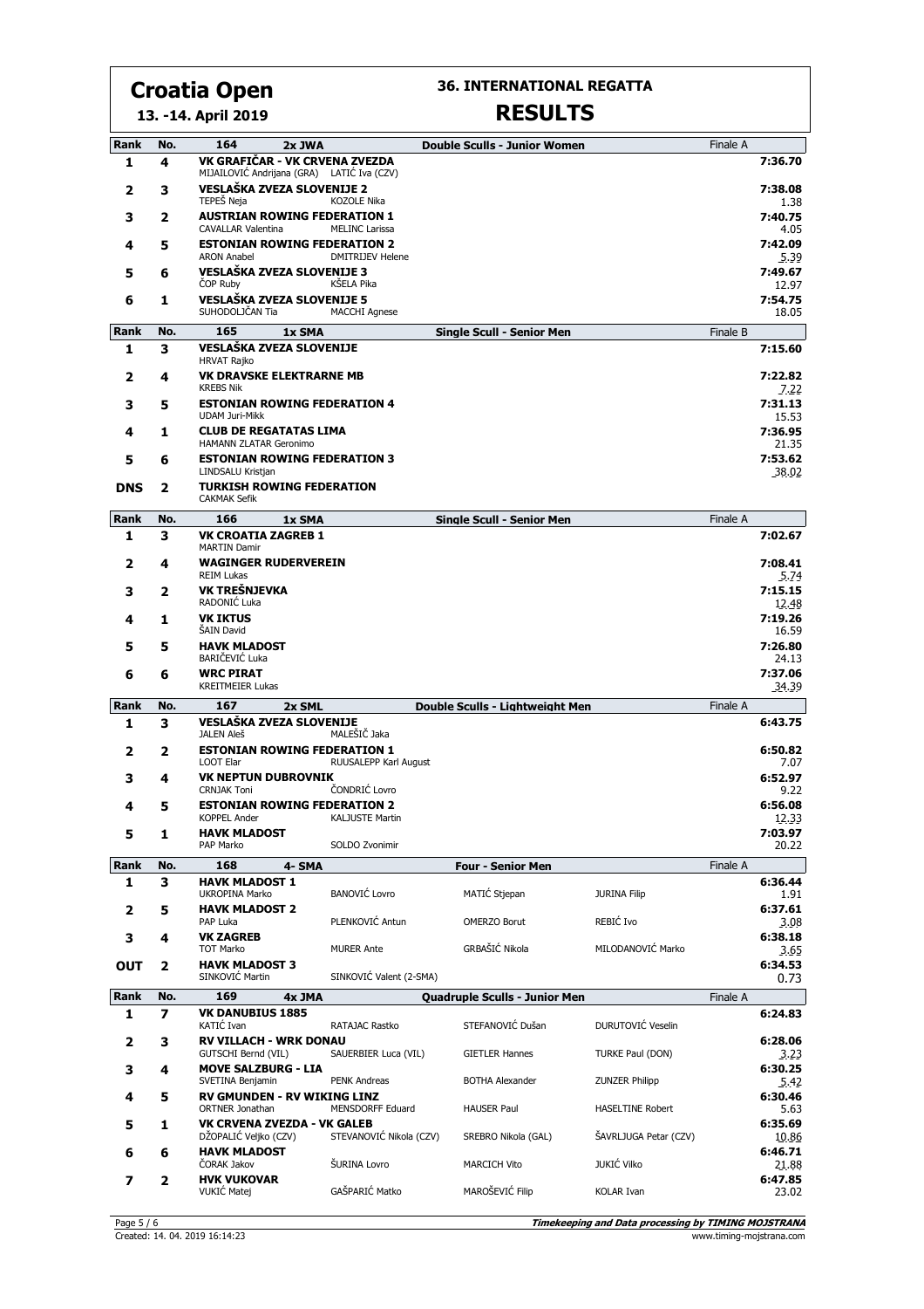# Croatia Open

**13. -14. April 2019**

## 36. INTERNATIONAL REGATTA

## RESULTS

### 164 — 2x JWA — Double Sculls - Junior Women — Finale A

| Rank | No. | Crew | Time | Diff |
|---|---|---|---|---|
| 1 | 4 | **VK GRAFIČAR - VK CRVENA ZVEZDA**<br>MIJAILOVIĆ Andrijana (GRA), LATIĆ Iva (CZV) | 7:36.70 | |
| 2 | 3 | **VESLAŠKA ZVEZA SLOVENIJE 2**<br>TEPEŠ Neja, KOZOLE Nika | 7:38.08 | 1.38 |
| 3 | 2 | **AUSTRIAN ROWING FEDERATION 1**<br>CAVALLAR Valentina, MELINC Larissa | 7:40.75 | 4.05 |
| 4 | 5 | **ESTONIAN ROWING FEDERATION 2**<br>ARON Anabel, DMITRIJEV Helene | 7:42.09 | 5.39 |
| 5 | 6 | **VESLAŠKA ZVEZA SLOVENIJE 3**<br>ČOP Ruby, KŠELA Pika | 7:49.67 | 12.97 |
| 6 | 1 | **VESLAŠKA ZVEZA SLOVENIJE 5**<br>SUHODOLJČAN Tia, MACCHI Agnese | 7:54.75 | 18.05 |

### 165 — 1x SMA — Single Scull - Senior Men — Finale B

| Rank | No. | Crew | Time | Diff |
|---|---|---|---|---|
| 1 | 3 | **VESLAŠKA ZVEZA SLOVENIJE**<br>HRVAT Rajko | 7:15.60 | |
| 2 | 4 | **VK DRAVSKE ELEKTRARNE MB**<br>KREBS Nik | 7:22.82 | 7.22 |
| 3 | 5 | **ESTONIAN ROWING FEDERATION 4**<br>UDAM Juri-Mikk | 7:31.13 | 15.53 |
| 4 | 1 | **CLUB DE REGATATAS LIMA**<br>HAMANN ZLATAR Geronimo | 7:36.95 | 21.35 |
| 5 | 6 | **ESTONIAN ROWING FEDERATION 3**<br>LINDSALU Kristjan | 7:53.62 | 38.02 |
| DNS | 2 | **TURKISH ROWING FEDERATION**<br>CAKMAK Sefik | | |

### 166 — 1x SMA — Single Scull - Senior Men — Finale A

| Rank | No. | Crew | Time | Diff |
|---|---|---|---|---|
| 1 | 3 | **VK CROATIA ZAGREB 1**<br>MARTIN Damir | 7:02.67 | |
| 2 | 4 | **WAGINGER RUDERVEREIN**<br>REIM Lukas | 7:08.41 | 5.74 |
| 3 | 2 | **VK TREŠNJEVKA**<br>RADONIĆ Luka | 7:15.15 | 12.48 |
| 4 | 1 | **VK IKTUS**<br>ŠAIN David | 7:19.26 | 16.59 |
| 5 | 5 | **HAVK MLADOST**<br>BARIČEVIĆ Luka | 7:26.80 | 24.13 |
| 6 | 6 | **WRC PIRAT**<br>KREITMEIER Lukas | 7:37.06 | 34.39 |

### 167 — 2x SML — Double Sculls - Lightweight Men — Finale A

| Rank | No. | Crew | Time | Diff |
|---|---|---|---|---|
| 1 | 3 | **VESLAŠKA ZVEZA SLOVENIJE**<br>JALEN Aleš, MALEŠIČ Jaka | 6:43.75 | |
| 2 | 2 | **ESTONIAN ROWING FEDERATION 1**<br>LOOT Elar, RUUSALEPP Karl August | 6:50.82 | 7.07 |
| 3 | 4 | **VK NEPTUN DUBROVNIK**<br>CRNJAK Toni, ČONDRIĆ Lovro | 6:52.97 | 9.22 |
| 4 | 5 | **ESTONIAN ROWING FEDERATION 2**<br>KOPPEL Ander, KALJUSTE Martin | 6:56.08 | 12.33 |
| 5 | 1 | **HAVK MLADOST**<br>PAP Marko, SOLDO Zvonimir | 7:03.97 | 20.22 |

### 168 — 4- SMA — Four - Senior Men — Finale A

| Rank | No. | Crew | Time | Diff |
|---|---|---|---|---|
| 1 | 3 | **HAVK MLADOST 1**<br>UKROPINA Marko, BANOVIĆ Lovro, MATIĆ Stjepan, JURINA Filip | 6:36.44 | 1.91 |
| 2 | 5 | **HAVK MLADOST 2**<br>PAP Luka, PLENKOVIĆ Antun, OMERZO Borut, REBIĆ Ivo | 6:37.61 | 3.08 |
| 3 | 4 | **VK ZAGREB**<br>TOT Marko, MURER Ante, GRBAŠIĆ Nikola, MILODANOVIĆ Marko | 6:38.18 | 3.65 |
| OUT | 2 | **HAVK MLADOST 3**<br>SINKOVIĆ Martin, SINKOVIĆ Valent (2-SMA) | 6:34.53 | 0.73 |

### 169 — 4x JMA — Quadruple Sculls - Junior Men — Finale A

| Rank | No. | Crew | Time | Diff |
|---|---|---|---|---|
| 1 | 7 | **VK DANUBIUS 1885**<br>KATIĆ Ivan, RATAJAC Rastko, STEFANOVIĆ Dušan, DURUTOVIĆ Veselin | 6:24.83 | |
| 2 | 3 | **RV VILLACH - WRK DONAU**<br>GUTSCHI Bernd (VIL), SAUERBIER Luca (VIL), GIETLER Hannes, TURKE Paul (DON) | 6:28.06 | 3.23 |
| 3 | 4 | **MOVE SALZBURG - LIA**<br>SVETINA Benjamin, PENK Andreas, BOTHA Alexander, ZUNZER Philipp | 6:30.25 | 5.42 |
| 4 | 5 | **RV GMUNDEN - RV WIKING LINZ**<br>ORTNER Jonathan, MENSDORFF Eduard, HAUSER Paul, HASELTINE Robert | 6:30.46 | 5.63 |
| 5 | 1 | **VK CRVENA ZVEZDA - VK GALEB**<br>DŽOPALIĆ Veljko (CZV), STEVANOVIĆ Nikola (CZV), SREBRO Nikola (GAL), ŠAVRLJUGA Petar (CZV) | 6:35.69 | 10.86 |
| 6 | 6 | **HAVK MLADOST**<br>ČORAK Jakov, ŠURINA Lovro, MARCICH Vito, JUKIĆ Vilko | 6:46.71 | 21.88 |
| 7 | 2 | **HVK VUKOVAR**<br>VUKIĆ Matej, GAŠPARIĆ Matko, MAROŠEVIĆ Filip, KOLAR Ivan | 6:47.85 | 23.02 |

Created: 14. 04. 2019 16:14:23

*Timekeeping and Data processing by TIMING MOJSTRANA*
www.timing-mojstrana.com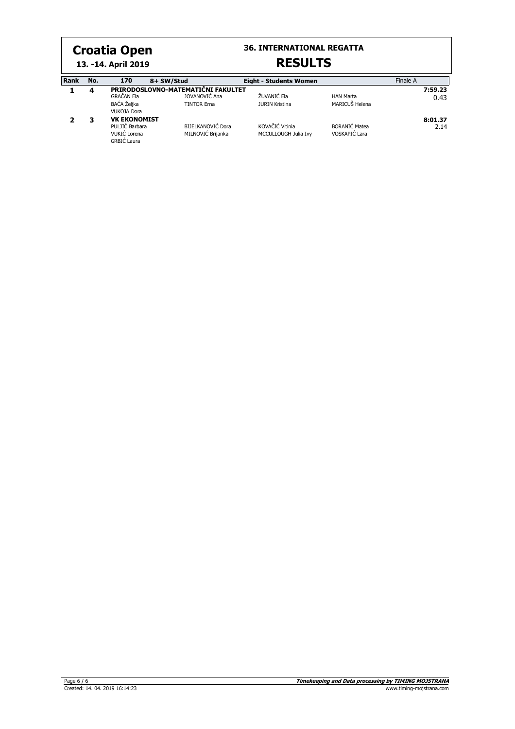# Croatia Open

**13. -14. April 2019**

## 36. INTERNATIONAL REGATTA

## RESULTS

| Rank | No. | 170 | 8+ SW/Stud | Eight - Students Women | | Finale A |
|---|---|---|---|---|---|---|
| **1** | **4** | **PRIRODOSLOVNO-MATEMATIČNI FAKULTET** | | | | **7:59.23** |
| | | GRAĆAN Ela | JOVANOVIĆ Ana | ŽUVANIĆ Ela | HAN Marta | 0.43 |
| | | BAĆA Željka | TINTOR Erna | JURIN Kristina | MARICUŠ Helena | |
| | | VUKOJA Dora | | | | |
| **2** | **3** | **VK EKONOMIST** | | | | **8:01.37** |
| | | PULJIĆ Barbara | BIJELKANOVIĆ Dora | KOVAČIĆ Vitinia | BORANIĆ Matea | 2.14 |
| | | VUKIĆ Lorena | MILNOVIĆ Brijanka | MCCULLOUGH Julia Ivy | VOSKAPIĆ Lara | |
| | | GRBIĆ Laura | | | | |

Created: 14. 04. 2019 16:14:23

*Timekeeping and Data processing by TIMING MOJSTRANA*
www.timing-mojstrana.com